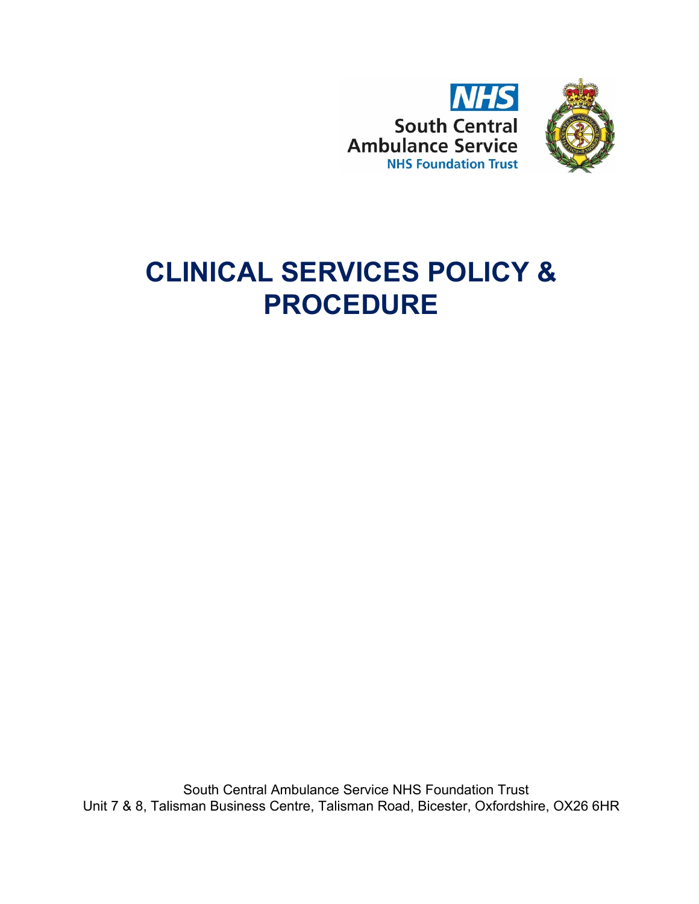NHS

South Central Ambulance Service

NHS Foundation Trust

# CLINICAL SERVICES POLICY & PROCEDURE

South Central Ambulance Service NHS Foundation Trust
Unit 7 & 8, Talisman Business Centre, Talisman Road, Bicester, Oxfordshire, OX26 6HR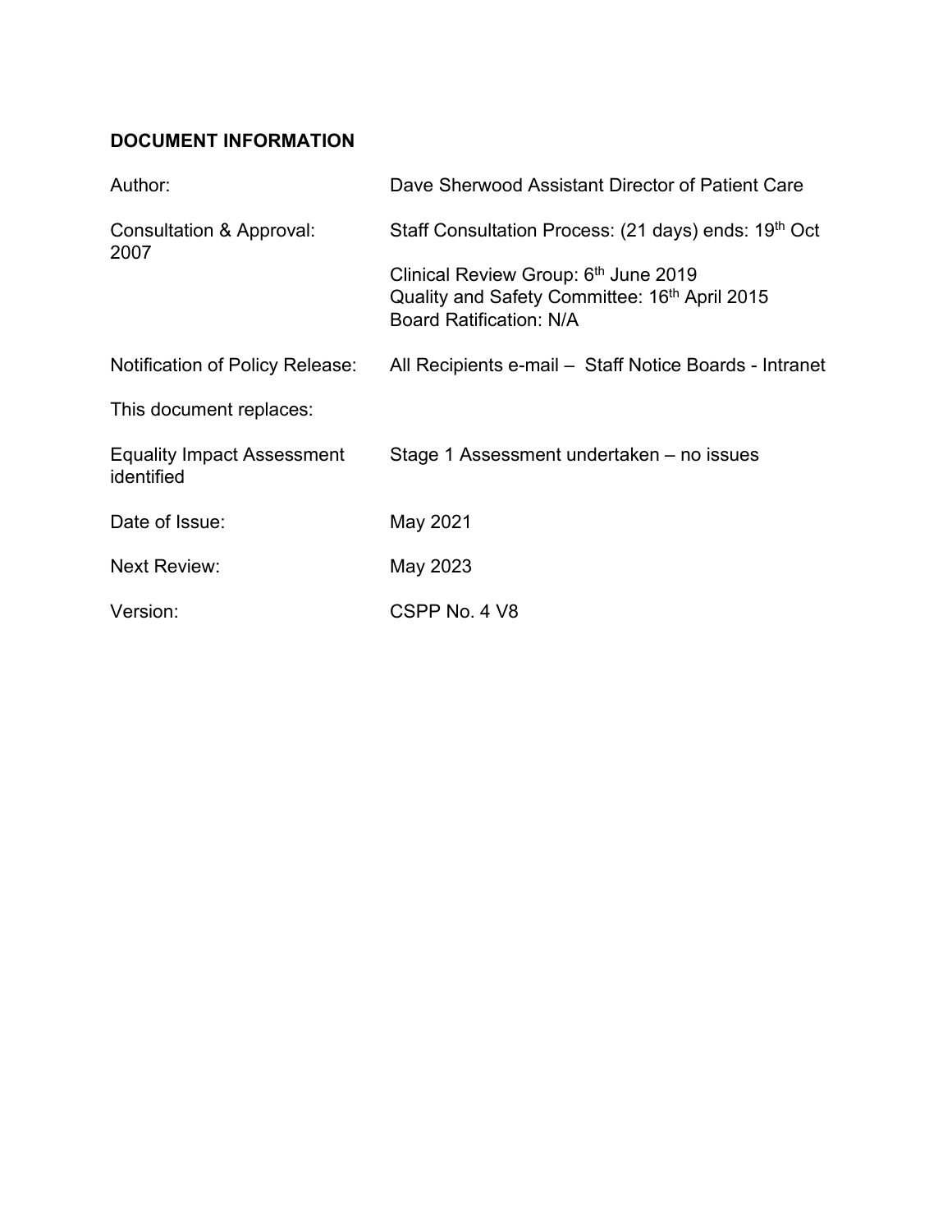**DOCUMENT INFORMATION**

| | |
|---|---|
| Author: | Dave Sherwood Assistant Director of Patient Care |
| Consultation & Approval: 2007 | Staff Consultation Process: (21 days) ends: 19th Oct<br><br>Clinical Review Group: 6th June 2019<br>Quality and Safety Committee: 16th April 2015<br>Board Ratification: N/A |
| Notification of Policy Release: | All Recipients e-mail – Staff Notice Boards - Intranet |
| This document replaces: | |
| Equality Impact Assessment identified | Stage 1 Assessment undertaken – no issues |
| Date of Issue: | May 2021 |
| Next Review: | May 2023 |
| Version: | CSPP No. 4 V8 |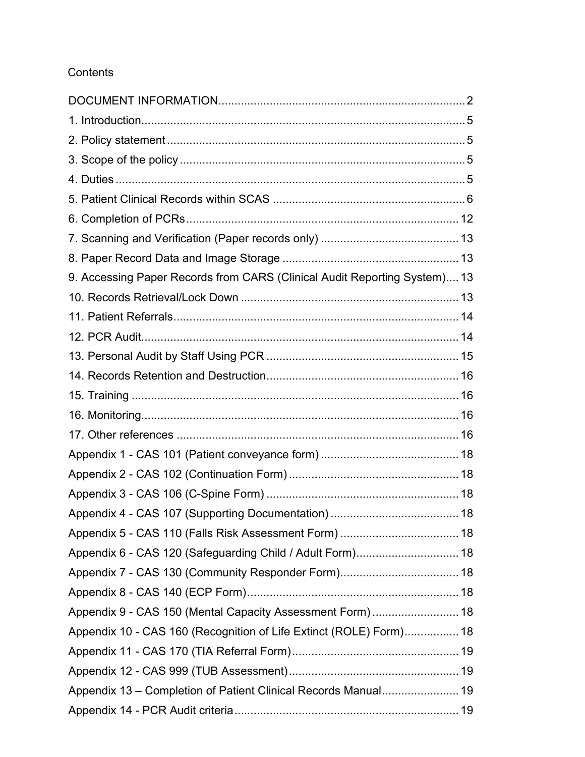Contents

DOCUMENT INFORMATION............................................................................2
1. Introduction....................................................................................................5
2. Policy statement............................................................................................5
3. Scope of the policy.........................................................................................5
4. Duties.............................................................................................................5
5. Patient Clinical Records within SCAS............................................................6
6. Completion of PCRs.......................................................................................12
7. Scanning and Verification (Paper records only)...........................................13
8. Paper Record Data and Image Storage.........................................................13
9. Accessing Paper Records from CARS (Clinical Audit Reporting System)....13
10. Records Retrieval/Lock Down.....................................................................13
11. Patient Referrals..........................................................................................14
12. PCR Audit....................................................................................................14
13. Personal Audit by Staff Using PCR.............................................................15
14. Records Retention and Destruction............................................................16
15. Training.......................................................................................................16
16. Monitoring...................................................................................................16
17. Other references........................................................................................16
Appendix 1 - CAS 101 (Patient conveyance form)...........................................18
Appendix 2 - CAS 102 (Continuation Form).....................................................18
Appendix 3 - CAS 106 (C-Spine Form)............................................................18
Appendix 4 - CAS 107 (Supporting Documentation)........................................18
Appendix 5 - CAS 110 (Falls Risk Assessment Form).....................................18
Appendix 6 - CAS 120 (Safeguarding Child / Adult Form)................................18
Appendix 7 - CAS 130 (Community Responder Form).....................................18
Appendix 8 - CAS 140 (ECP Form)..................................................................18
Appendix 9 - CAS 150 (Mental Capacity Assessment Form)...........................18
Appendix 10 - CAS 160 (Recognition of Life Extinct (ROLE) Form).................18
Appendix 11 - CAS 170 (TIA Referral Form)....................................................19
Appendix 12 - CAS 999 (TUB Assessment).....................................................19
Appendix 13 – Completion of Patient Clinical Records Manual........................19
Appendix 14 - PCR Audit criteria......................................................................19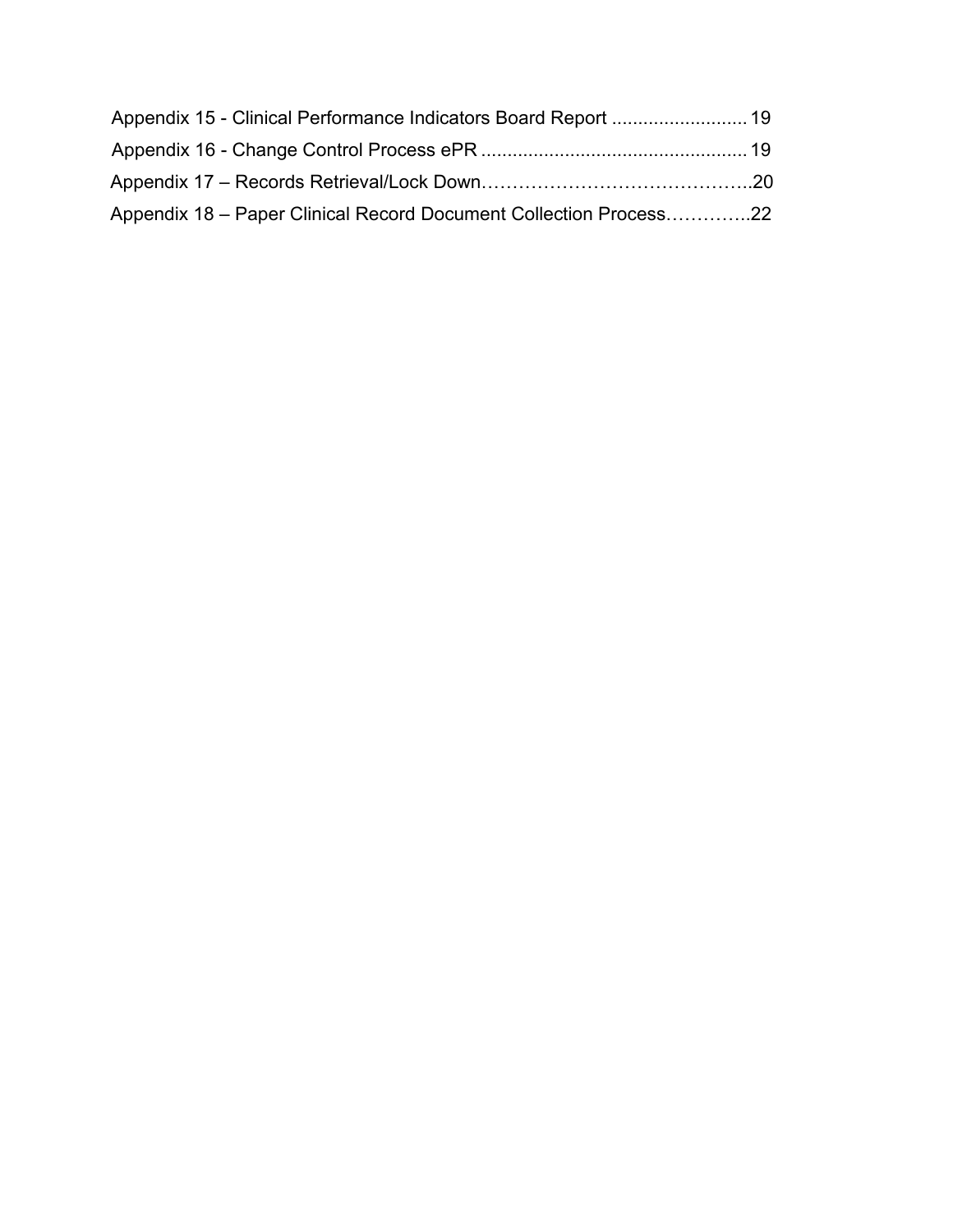Appendix 15 - Clinical Performance Indicators Board Report .......................... 19

Appendix 16 - Change Control Process ePR .................................................. 19

Appendix 17 – Records Retrieval/Lock Down……………………………………..20

Appendix 18 – Paper Clinical Record Document Collection Process…………..22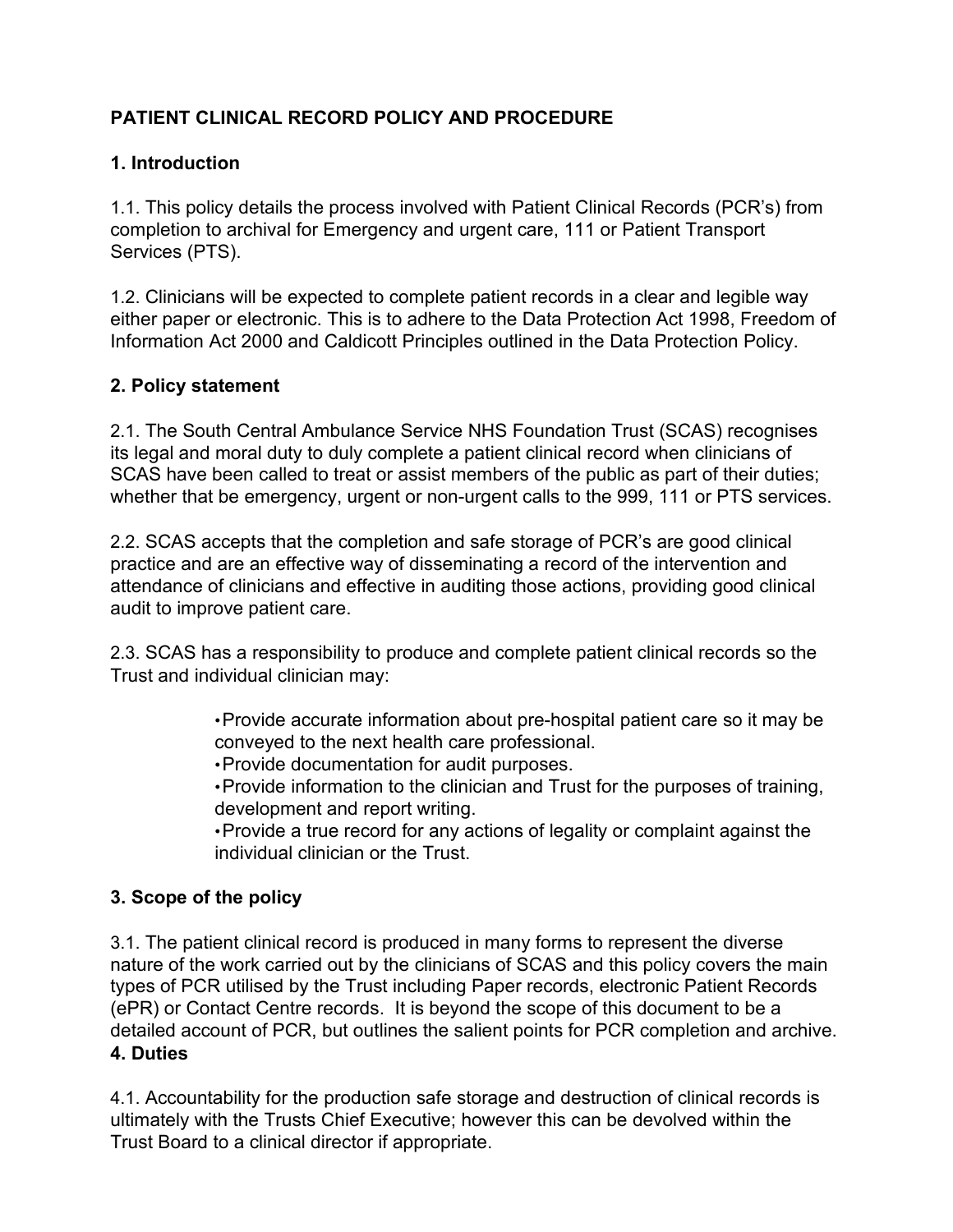## PATIENT CLINICAL RECORD POLICY AND PROCEDURE

### 1. Introduction

1.1. This policy details the process involved with Patient Clinical Records (PCR's) from completion to archival for Emergency and urgent care, 111 or Patient Transport Services (PTS).

1.2. Clinicians will be expected to complete patient records in a clear and legible way either paper or electronic. This is to adhere to the Data Protection Act 1998, Freedom of Information Act 2000 and Caldicott Principles outlined in the Data Protection Policy.

### 2. Policy statement

2.1. The South Central Ambulance Service NHS Foundation Trust (SCAS) recognises its legal and moral duty to duly complete a patient clinical record when clinicians of SCAS have been called to treat or assist members of the public as part of their duties; whether that be emergency, urgent or non-urgent calls to the 999, 111 or PTS services.

2.2. SCAS accepts that the completion and safe storage of PCR's are good clinical practice and are an effective way of disseminating a record of the intervention and attendance of clinicians and effective in auditing those actions, providing good clinical audit to improve patient care.

2.3. SCAS has a responsibility to produce and complete patient clinical records so the Trust and individual clinician may:

- Provide accurate information about pre-hospital patient care so it may be conveyed to the next health care professional.
- Provide documentation for audit purposes.
- Provide information to the clinician and Trust for the purposes of training, development and report writing.
- Provide a true record for any actions of legality or complaint against the individual clinician or the Trust.

### 3. Scope of the policy

3.1. The patient clinical record is produced in many forms to represent the diverse nature of the work carried out by the clinicians of SCAS and this policy covers the main types of PCR utilised by the Trust including Paper records, electronic Patient Records (ePR) or Contact Centre records. It is beyond the scope of this document to be a detailed account of PCR, but outlines the salient points for PCR completion and archive.

### 4. Duties

4.1. Accountability for the production safe storage and destruction of clinical records is ultimately with the Trusts Chief Executive; however this can be devolved within the Trust Board to a clinical director if appropriate.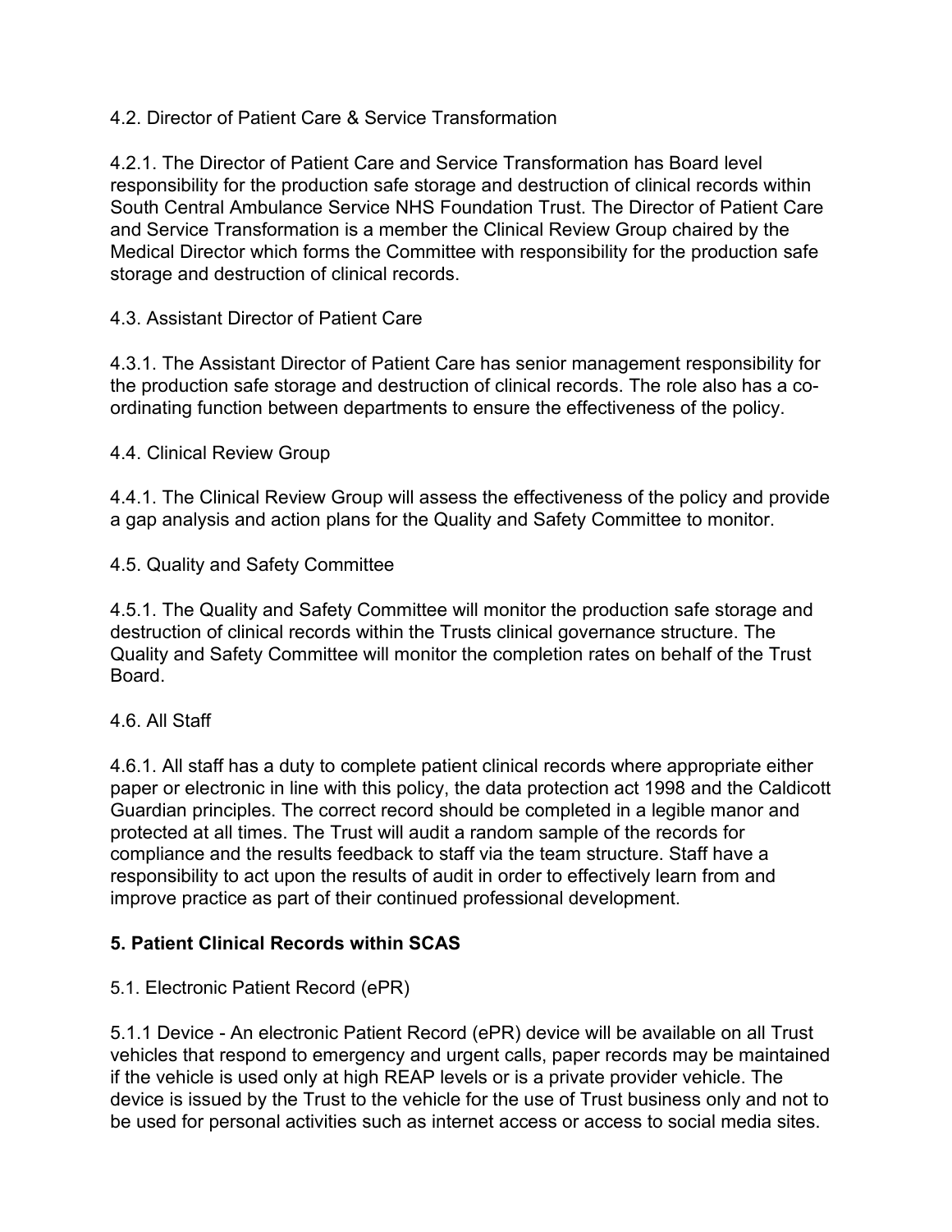4.2. Director of Patient Care & Service Transformation

4.2.1. The Director of Patient Care and Service Transformation has Board level responsibility for the production safe storage and destruction of clinical records within South Central Ambulance Service NHS Foundation Trust. The Director of Patient Care and Service Transformation is a member the Clinical Review Group chaired by the Medical Director which forms the Committee with responsibility for the production safe storage and destruction of clinical records.

4.3. Assistant Director of Patient Care

4.3.1. The Assistant Director of Patient Care has senior management responsibility for the production safe storage and destruction of clinical records. The role also has a co-ordinating function between departments to ensure the effectiveness of the policy.

4.4. Clinical Review Group

4.4.1. The Clinical Review Group will assess the effectiveness of the policy and provide a gap analysis and action plans for the Quality and Safety Committee to monitor.

4.5. Quality and Safety Committee

4.5.1. The Quality and Safety Committee will monitor the production safe storage and destruction of clinical records within the Trusts clinical governance structure. The Quality and Safety Committee will monitor the completion rates on behalf of the Trust Board.

4.6. All Staff

4.6.1. All staff has a duty to complete patient clinical records where appropriate either paper or electronic in line with this policy, the data protection act 1998 and the Caldicott Guardian principles. The correct record should be completed in a legible manor and protected at all times. The Trust will audit a random sample of the records for compliance and the results feedback to staff via the team structure. Staff have a responsibility to act upon the results of audit in order to effectively learn from and improve practice as part of their continued professional development.

## 5. Patient Clinical Records within SCAS

5.1. Electronic Patient Record (ePR)

5.1.1 Device - An electronic Patient Record (ePR) device will be available on all Trust vehicles that respond to emergency and urgent calls, paper records may be maintained if the vehicle is used only at high REAP levels or is a private provider vehicle. The device is issued by the Trust to the vehicle for the use of Trust business only and not to be used for personal activities such as internet access or access to social media sites.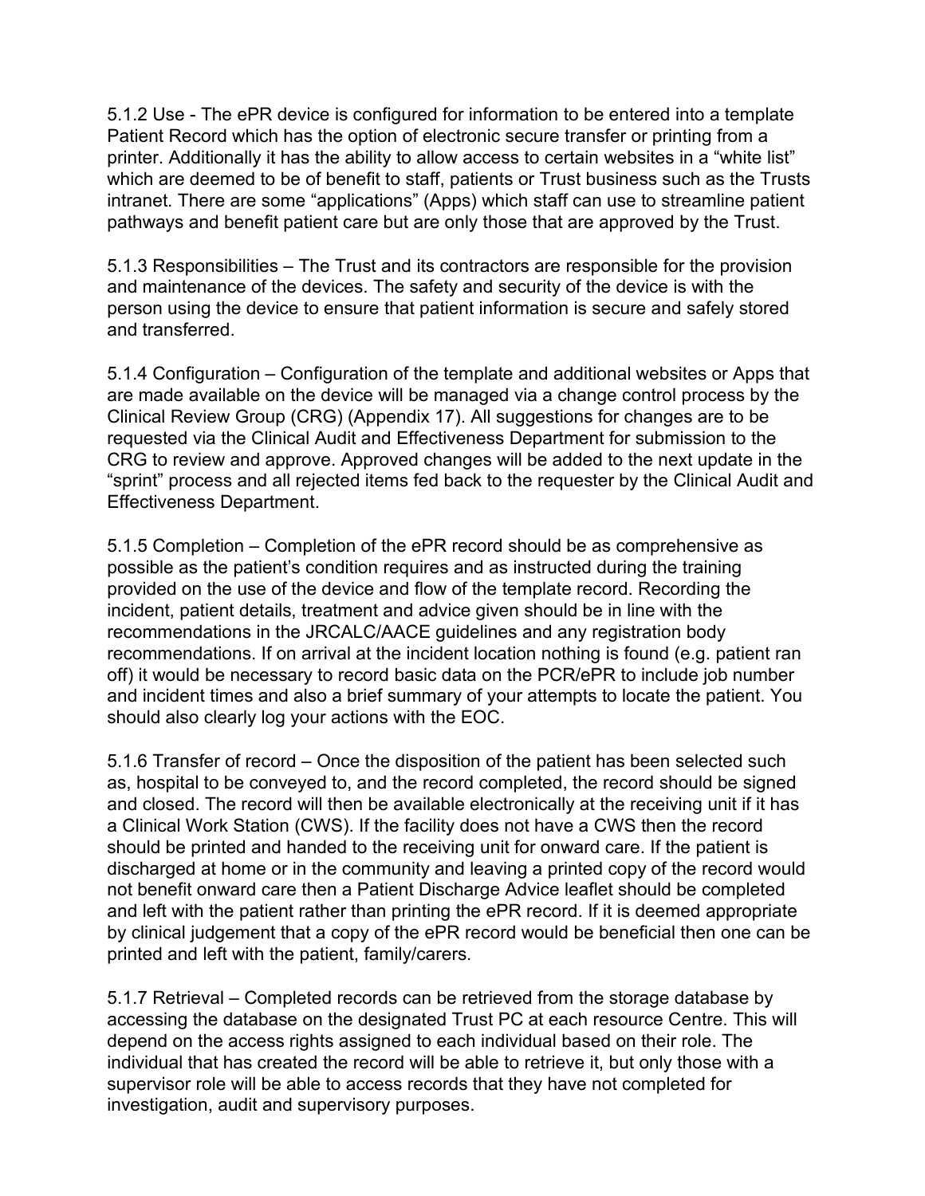5.1.2 Use - The ePR device is configured for information to be entered into a template Patient Record which has the option of electronic secure transfer or printing from a printer. Additionally it has the ability to allow access to certain websites in a “white list” which are deemed to be of benefit to staff, patients or Trust business such as the Trusts intranet. There are some “applications” (Apps) which staff can use to streamline patient pathways and benefit patient care but are only those that are approved by the Trust.

5.1.3 Responsibilities – The Trust and its contractors are responsible for the provision and maintenance of the devices. The safety and security of the device is with the person using the device to ensure that patient information is secure and safely stored and transferred.

5.1.4 Configuration – Configuration of the template and additional websites or Apps that are made available on the device will be managed via a change control process by the Clinical Review Group (CRG) (Appendix 17). All suggestions for changes are to be requested via the Clinical Audit and Effectiveness Department for submission to the CRG to review and approve. Approved changes will be added to the next update in the “sprint” process and all rejected items fed back to the requester by the Clinical Audit and Effectiveness Department.

5.1.5 Completion – Completion of the ePR record should be as comprehensive as possible as the patient’s condition requires and as instructed during the training provided on the use of the device and flow of the template record. Recording the incident, patient details, treatment and advice given should be in line with the recommendations in the JRCALC/AACE guidelines and any registration body recommendations. If on arrival at the incident location nothing is found (e.g. patient ran off) it would be necessary to record basic data on the PCR/ePR to include job number and incident times and also a brief summary of your attempts to locate the patient. You should also clearly log your actions with the EOC.

5.1.6 Transfer of record – Once the disposition of the patient has been selected such as, hospital to be conveyed to, and the record completed, the record should be signed and closed. The record will then be available electronically at the receiving unit if it has a Clinical Work Station (CWS). If the facility does not have a CWS then the record should be printed and handed to the receiving unit for onward care. If the patient is discharged at home or in the community and leaving a printed copy of the record would not benefit onward care then a Patient Discharge Advice leaflet should be completed and left with the patient rather than printing the ePR record. If it is deemed appropriate by clinical judgement that a copy of the ePR record would be beneficial then one can be printed and left with the patient, family/carers.

5.1.7 Retrieval – Completed records can be retrieved from the storage database by accessing the database on the designated Trust PC at each resource Centre. This will depend on the access rights assigned to each individual based on their role. The individual that has created the record will be able to retrieve it, but only those with a supervisor role will be able to access records that they have not completed for investigation, audit and supervisory purposes.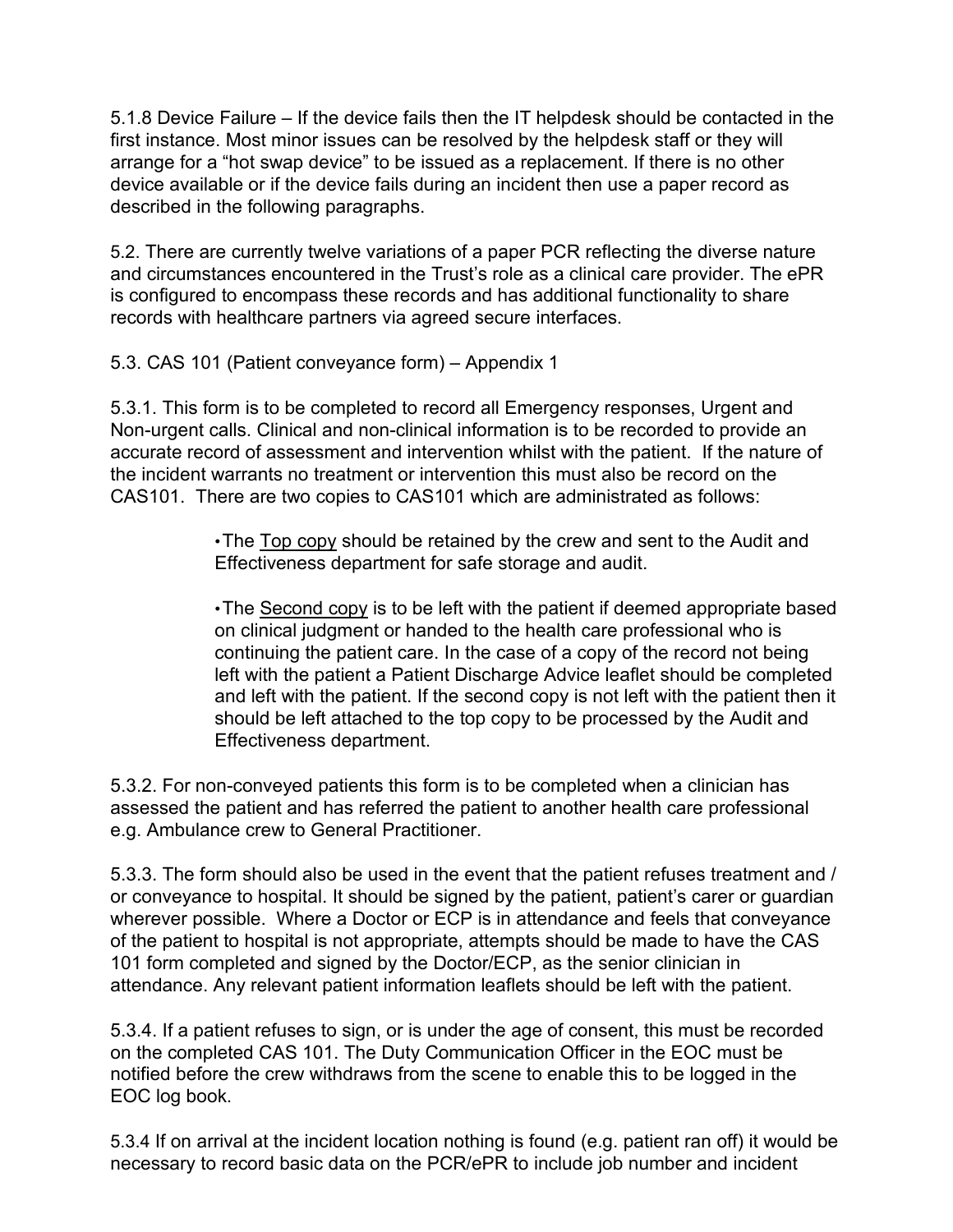5.1.8 Device Failure – If the device fails then the IT helpdesk should be contacted in the first instance. Most minor issues can be resolved by the helpdesk staff or they will arrange for a "hot swap device" to be issued as a replacement. If there is no other device available or if the device fails during an incident then use a paper record as described in the following paragraphs.

5.2. There are currently twelve variations of a paper PCR reflecting the diverse nature and circumstances encountered in the Trust's role as a clinical care provider. The ePR is configured to encompass these records and has additional functionality to share records with healthcare partners via agreed secure interfaces.

5.3. CAS 101 (Patient conveyance form) – Appendix 1

5.3.1. This form is to be completed to record all Emergency responses, Urgent and Non-urgent calls. Clinical and non-clinical information is to be recorded to provide an accurate record of assessment and intervention whilst with the patient. If the nature of the incident warrants no treatment or intervention this must also be record on the CAS101. There are two copies to CAS101 which are administrated as follows:

- The Top copy should be retained by the crew and sent to the Audit and Effectiveness department for safe storage and audit.

- The Second copy is to be left with the patient if deemed appropriate based on clinical judgment or handed to the health care professional who is continuing the patient care. In the case of a copy of the record not being left with the patient a Patient Discharge Advice leaflet should be completed and left with the patient. If the second copy is not left with the patient then it should be left attached to the top copy to be processed by the Audit and Effectiveness department.

5.3.2. For non-conveyed patients this form is to be completed when a clinician has assessed the patient and has referred the patient to another health care professional e.g. Ambulance crew to General Practitioner.

5.3.3. The form should also be used in the event that the patient refuses treatment and / or conveyance to hospital. It should be signed by the patient, patient's carer or guardian wherever possible. Where a Doctor or ECP is in attendance and feels that conveyance of the patient to hospital is not appropriate, attempts should be made to have the CAS 101 form completed and signed by the Doctor/ECP, as the senior clinician in attendance. Any relevant patient information leaflets should be left with the patient.

5.3.4. If a patient refuses to sign, or is under the age of consent, this must be recorded on the completed CAS 101. The Duty Communication Officer in the EOC must be notified before the crew withdraws from the scene to enable this to be logged in the EOC log book.

5.3.4 If on arrival at the incident location nothing is found (e.g. patient ran off) it would be necessary to record basic data on the PCR/ePR to include job number and incident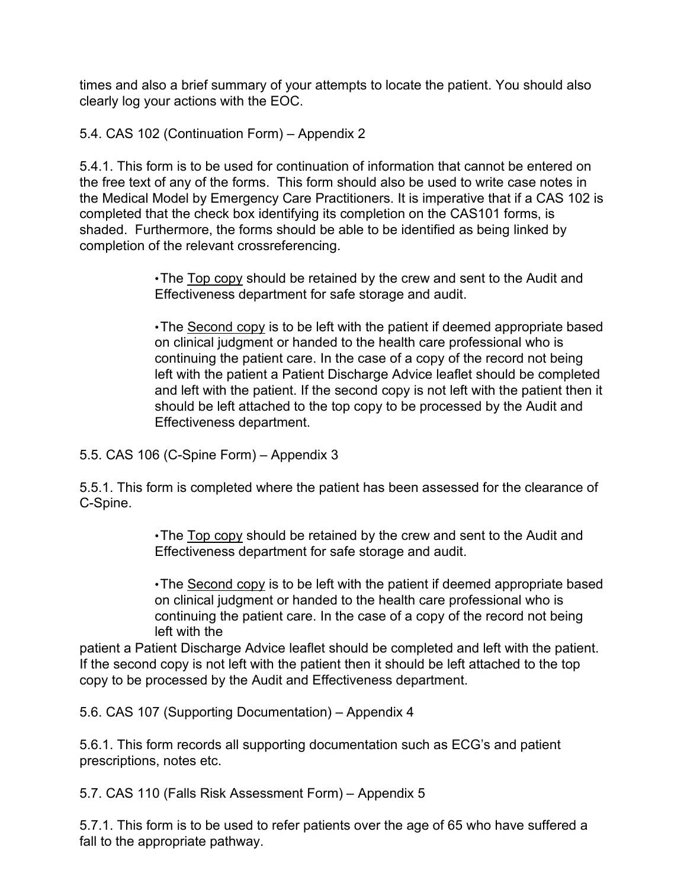times and also a brief summary of your attempts to locate the patient. You should also clearly log your actions with the EOC.

5.4. CAS 102 (Continuation Form) – Appendix 2

5.4.1. This form is to be used for continuation of information that cannot be entered on the free text of any of the forms. This form should also be used to write case notes in the Medical Model by Emergency Care Practitioners. It is imperative that if a CAS 102 is completed that the check box identifying its completion on the CAS101 forms, is shaded. Furthermore, the forms should be able to be identified as being linked by completion of the relevant crossreferencing.

- The <u>Top copy</u> should be retained by the crew and sent to the Audit and Effectiveness department for safe storage and audit.

- The <u>Second copy</u> is to be left with the patient if deemed appropriate based on clinical judgment or handed to the health care professional who is continuing the patient care. In the case of a copy of the record not being left with the patient a Patient Discharge Advice leaflet should be completed and left with the patient. If the second copy is not left with the patient then it should be left attached to the top copy to be processed by the Audit and Effectiveness department.

5.5. CAS 106 (C-Spine Form) – Appendix 3

5.5.1. This form is completed where the patient has been assessed for the clearance of C-Spine.

- The <u>Top copy</u> should be retained by the crew and sent to the Audit and Effectiveness department for safe storage and audit.

- The <u>Second copy</u> is to be left with the patient if deemed appropriate based on clinical judgment or handed to the health care professional who is continuing the patient care. In the case of a copy of the record not being left with the patient a Patient Discharge Advice leaflet should be completed and left with the patient. If the second copy is not left with the patient then it should be left attached to the top copy to be processed by the Audit and Effectiveness department.

5.6. CAS 107 (Supporting Documentation) – Appendix 4

5.6.1. This form records all supporting documentation such as ECG's and patient prescriptions, notes etc.

5.7. CAS 110 (Falls Risk Assessment Form) – Appendix 5

5.7.1. This form is to be used to refer patients over the age of 65 who have suffered a fall to the appropriate pathway.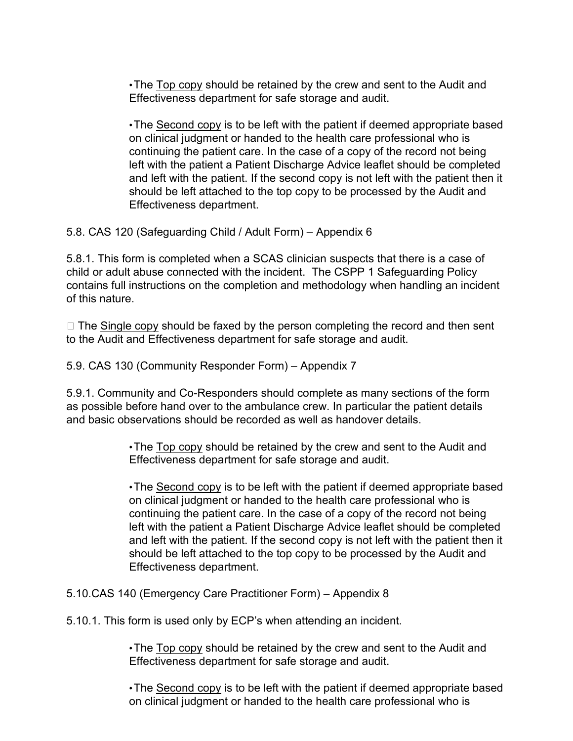- The Top copy should be retained by the crew and sent to the Audit and Effectiveness department for safe storage and audit.

- The Second copy is to be left with the patient if deemed appropriate based on clinical judgment or handed to the health care professional who is continuing the patient care. In the case of a copy of the record not being left with the patient a Patient Discharge Advice leaflet should be completed and left with the patient. If the second copy is not left with the patient then it should be left attached to the top copy to be processed by the Audit and Effectiveness department.

5.8. CAS 120 (Safeguarding Child / Adult Form) – Appendix 6

5.8.1. This form is completed when a SCAS clinician suspects that there is a case of child or adult abuse connected with the incident. The CSPP 1 Safeguarding Policy contains full instructions on the completion and methodology when handling an incident of this nature.

- The Single copy should be faxed by the person completing the record and then sent to the Audit and Effectiveness department for safe storage and audit.

5.9. CAS 130 (Community Responder Form) – Appendix 7

5.9.1. Community and Co-Responders should complete as many sections of the form as possible before hand over to the ambulance crew. In particular the patient details and basic observations should be recorded as well as handover details.

- The Top copy should be retained by the crew and sent to the Audit and Effectiveness department for safe storage and audit.

- The Second copy is to be left with the patient if deemed appropriate based on clinical judgment or handed to the health care professional who is continuing the patient care. In the case of a copy of the record not being left with the patient a Patient Discharge Advice leaflet should be completed and left with the patient. If the second copy is not left with the patient then it should be left attached to the top copy to be processed by the Audit and Effectiveness department.

5.10.CAS 140 (Emergency Care Practitioner Form) – Appendix 8

5.10.1. This form is used only by ECP's when attending an incident.

- The Top copy should be retained by the crew and sent to the Audit and Effectiveness department for safe storage and audit.

- The Second copy is to be left with the patient if deemed appropriate based on clinical judgment or handed to the health care professional who is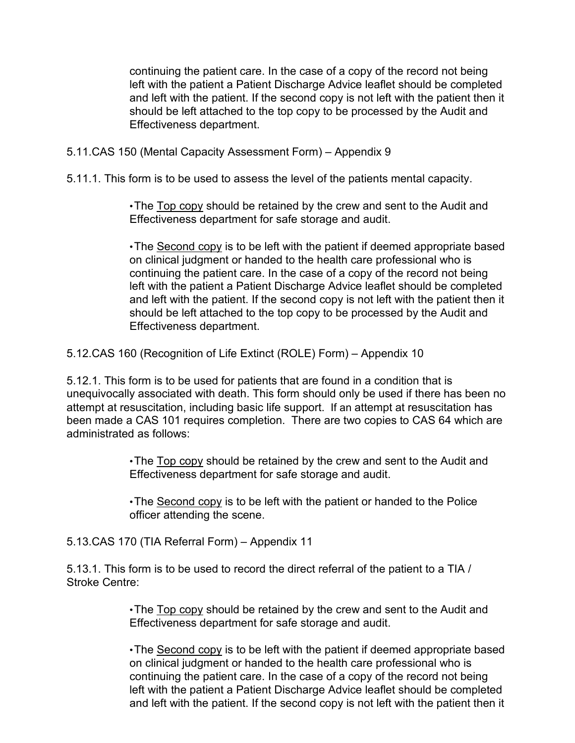continuing the patient care. In the case of a copy of the record not being left with the patient a Patient Discharge Advice leaflet should be completed and left with the patient. If the second copy is not left with the patient then it should be left attached to the top copy to be processed by the Audit and Effectiveness department.

5.11.CAS 150 (Mental Capacity Assessment Form) – Appendix 9

5.11.1. This form is to be used to assess the level of the patients mental capacity.

- The Top copy should be retained by the crew and sent to the Audit and Effectiveness department for safe storage and audit.

- The Second copy is to be left with the patient if deemed appropriate based on clinical judgment or handed to the health care professional who is continuing the patient care. In the case of a copy of the record not being left with the patient a Patient Discharge Advice leaflet should be completed and left with the patient. If the second copy is not left with the patient then it should be left attached to the top copy to be processed by the Audit and Effectiveness department.

5.12.CAS 160 (Recognition of Life Extinct (ROLE) Form) – Appendix 10

5.12.1. This form is to be used for patients that are found in a condition that is unequivocally associated with death. This form should only be used if there has been no attempt at resuscitation, including basic life support. If an attempt at resuscitation has been made a CAS 101 requires completion. There are two copies to CAS 64 which are administrated as follows:

- The Top copy should be retained by the crew and sent to the Audit and Effectiveness department for safe storage and audit.

- The Second copy is to be left with the patient or handed to the Police officer attending the scene.

5.13.CAS 170 (TIA Referral Form) – Appendix 11

5.13.1. This form is to be used to record the direct referral of the patient to a TIA / Stroke Centre:

- The Top copy should be retained by the crew and sent to the Audit and Effectiveness department for safe storage and audit.

- The Second copy is to be left with the patient if deemed appropriate based on clinical judgment or handed to the health care professional who is continuing the patient care. In the case of a copy of the record not being left with the patient a Patient Discharge Advice leaflet should be completed and left with the patient. If the second copy is not left with the patient then it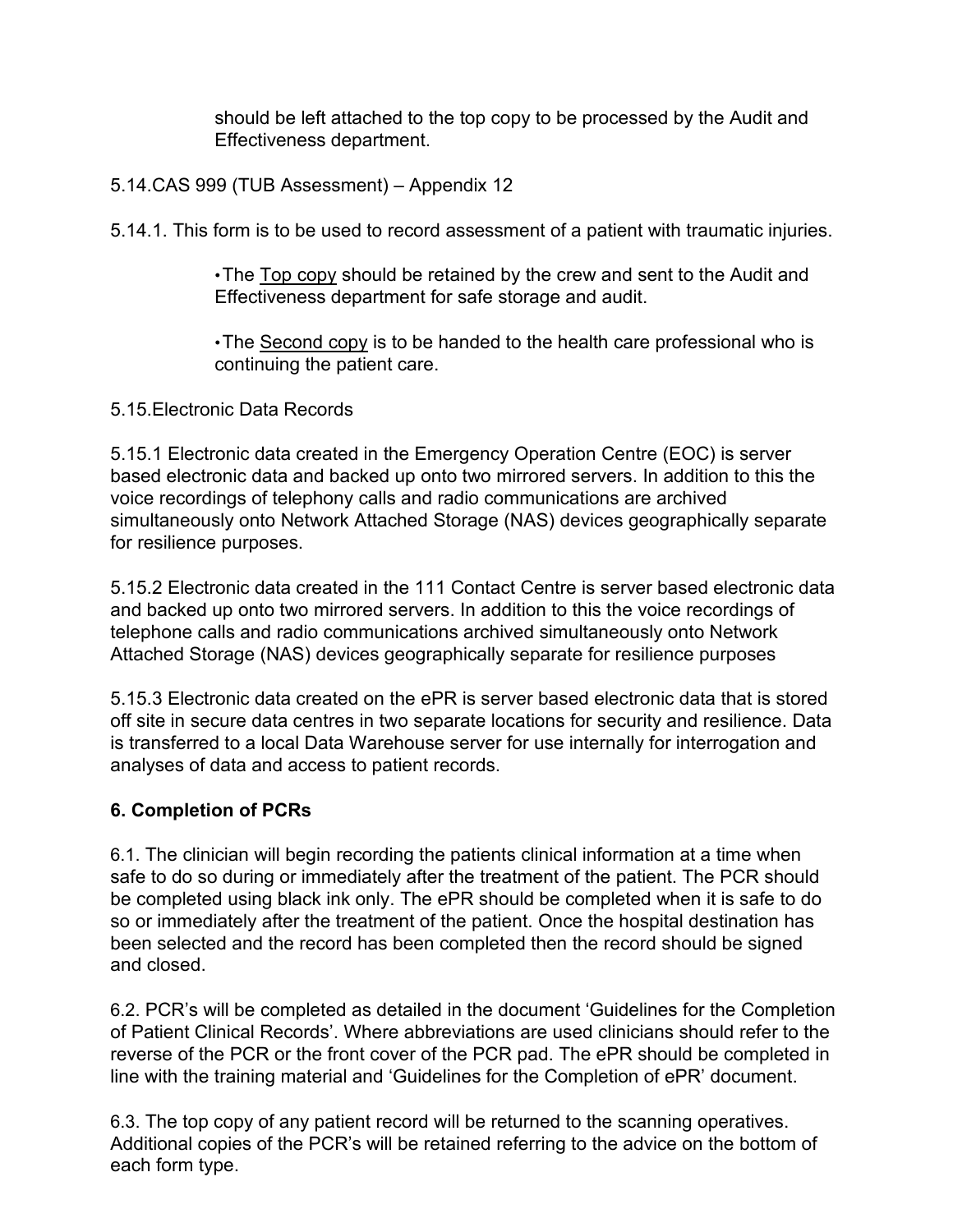should be left attached to the top copy to be processed by the Audit and Effectiveness department.

5.14.CAS 999 (TUB Assessment) – Appendix 12

5.14.1. This form is to be used to record assessment of a patient with traumatic injuries.

- The Top copy should be retained by the crew and sent to the Audit and Effectiveness department for safe storage and audit.

- The Second copy is to be handed to the health care professional who is continuing the patient care.

5.15.Electronic Data Records

5.15.1 Electronic data created in the Emergency Operation Centre (EOC) is server based electronic data and backed up onto two mirrored servers. In addition to this the voice recordings of telephony calls and radio communications are archived simultaneously onto Network Attached Storage (NAS) devices geographically separate for resilience purposes.

5.15.2 Electronic data created in the 111 Contact Centre is server based electronic data and backed up onto two mirrored servers. In addition to this the voice recordings of telephone calls and radio communications archived simultaneously onto Network Attached Storage (NAS) devices geographically separate for resilience purposes

5.15.3 Electronic data created on the ePR is server based electronic data that is stored off site in secure data centres in two separate locations for security and resilience. Data is transferred to a local Data Warehouse server for use internally for interrogation and analyses of data and access to patient records.

## 6. Completion of PCRs

6.1. The clinician will begin recording the patients clinical information at a time when safe to do so during or immediately after the treatment of the patient. The PCR should be completed using black ink only. The ePR should be completed when it is safe to do so or immediately after the treatment of the patient. Once the hospital destination has been selected and the record has been completed then the record should be signed and closed.

6.2. PCR's will be completed as detailed in the document 'Guidelines for the Completion of Patient Clinical Records'. Where abbreviations are used clinicians should refer to the reverse of the PCR or the front cover of the PCR pad. The ePR should be completed in line with the training material and 'Guidelines for the Completion of ePR' document.

6.3. The top copy of any patient record will be returned to the scanning operatives. Additional copies of the PCR's will be retained referring to the advice on the bottom of each form type.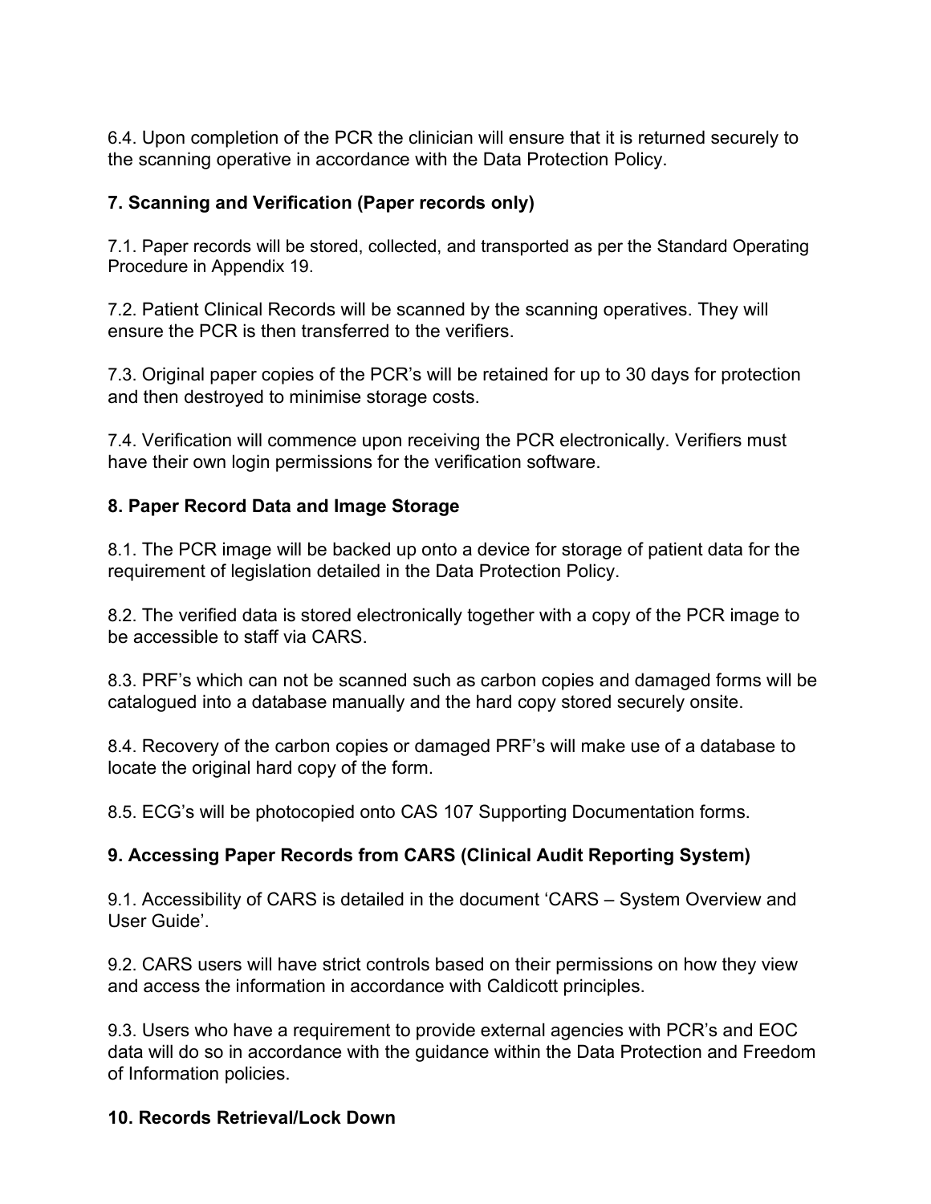6.4. Upon completion of the PCR the clinician will ensure that it is returned securely to the scanning operative in accordance with the Data Protection Policy.

## 7. Scanning and Verification (Paper records only)

7.1. Paper records will be stored, collected, and transported as per the Standard Operating Procedure in Appendix 19.

7.2. Patient Clinical Records will be scanned by the scanning operatives. They will ensure the PCR is then transferred to the verifiers.

7.3. Original paper copies of the PCR's will be retained for up to 30 days for protection and then destroyed to minimise storage costs.

7.4. Verification will commence upon receiving the PCR electronically. Verifiers must have their own login permissions for the verification software.

## 8. Paper Record Data and Image Storage

8.1. The PCR image will be backed up onto a device for storage of patient data for the requirement of legislation detailed in the Data Protection Policy.

8.2. The verified data is stored electronically together with a copy of the PCR image to be accessible to staff via CARS.

8.3. PRF's which can not be scanned such as carbon copies and damaged forms will be catalogued into a database manually and the hard copy stored securely onsite.

8.4. Recovery of the carbon copies or damaged PRF's will make use of a database to locate the original hard copy of the form.

8.5. ECG's will be photocopied onto CAS 107 Supporting Documentation forms.

## 9. Accessing Paper Records from CARS (Clinical Audit Reporting System)

9.1. Accessibility of CARS is detailed in the document 'CARS – System Overview and User Guide'.

9.2. CARS users will have strict controls based on their permissions on how they view and access the information in accordance with Caldicott principles.

9.3. Users who have a requirement to provide external agencies with PCR's and EOC data will do so in accordance with the guidance within the Data Protection and Freedom of Information policies.

## 10. Records Retrieval/Lock Down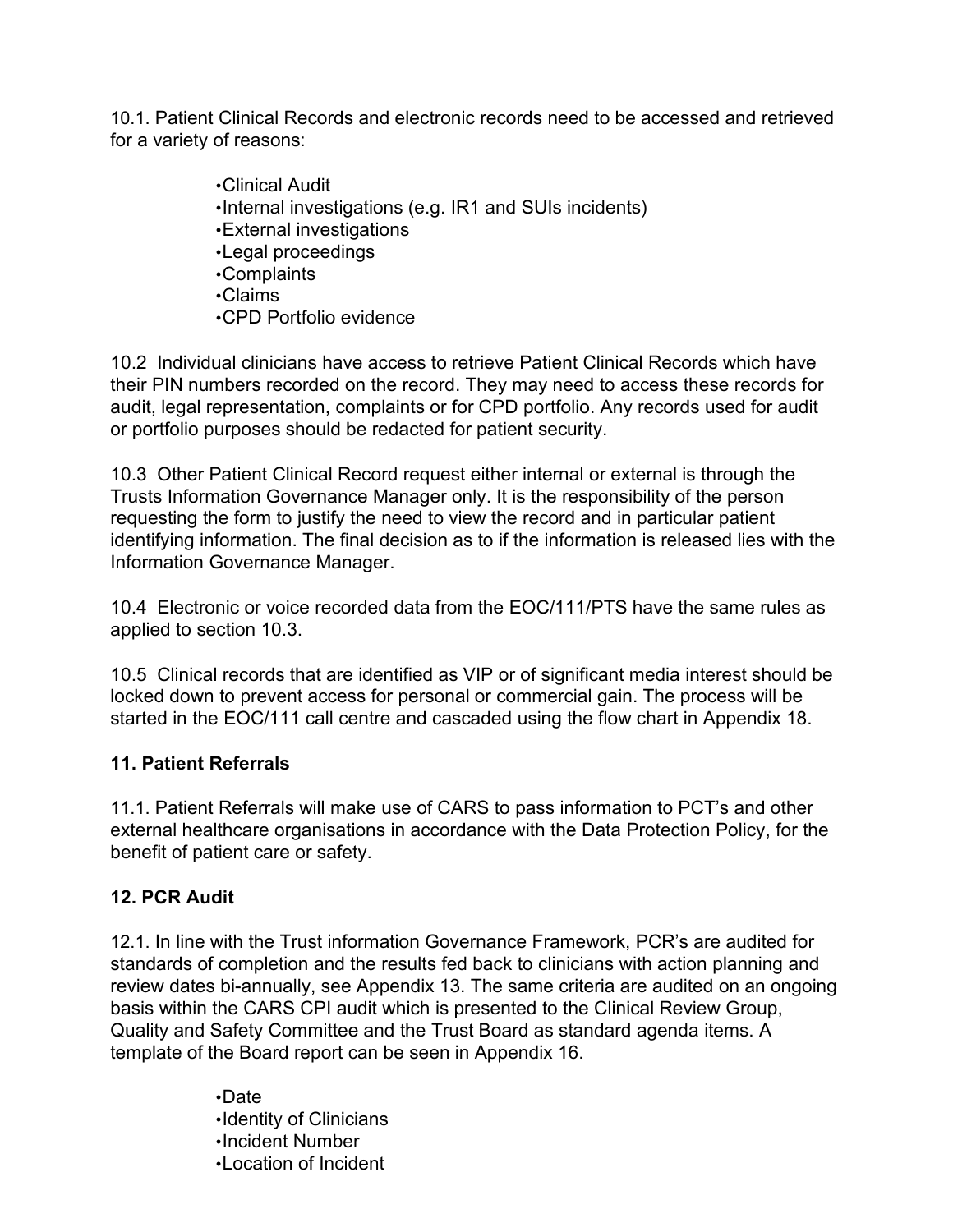10.1. Patient Clinical Records and electronic records need to be accessed and retrieved for a variety of reasons:

- Clinical Audit
- Internal investigations (e.g. IR1 and SUIs incidents)
- External investigations
- Legal proceedings
- Complaints
- Claims
- CPD Portfolio evidence

10.2 Individual clinicians have access to retrieve Patient Clinical Records which have their PIN numbers recorded on the record. They may need to access these records for audit, legal representation, complaints or for CPD portfolio. Any records used for audit or portfolio purposes should be redacted for patient security.

10.3 Other Patient Clinical Record request either internal or external is through the Trusts Information Governance Manager only. It is the responsibility of the person requesting the form to justify the need to view the record and in particular patient identifying information. The final decision as to if the information is released lies with the Information Governance Manager.

10.4 Electronic or voice recorded data from the EOC/111/PTS have the same rules as applied to section 10.3.

10.5 Clinical records that are identified as VIP or of significant media interest should be locked down to prevent access for personal or commercial gain. The process will be started in the EOC/111 call centre and cascaded using the flow chart in Appendix 18.

## 11. Patient Referrals

11.1. Patient Referrals will make use of CARS to pass information to PCT's and other external healthcare organisations in accordance with the Data Protection Policy, for the benefit of patient care or safety.

## 12. PCR Audit

12.1. In line with the Trust information Governance Framework, PCR's are audited for standards of completion and the results fed back to clinicians with action planning and review dates bi-annually, see Appendix 13. The same criteria are audited on an ongoing basis within the CARS CPI audit which is presented to the Clinical Review Group, Quality and Safety Committee and the Trust Board as standard agenda items. A template of the Board report can be seen in Appendix 16.

- Date
- Identity of Clinicians
- Incident Number
- Location of Incident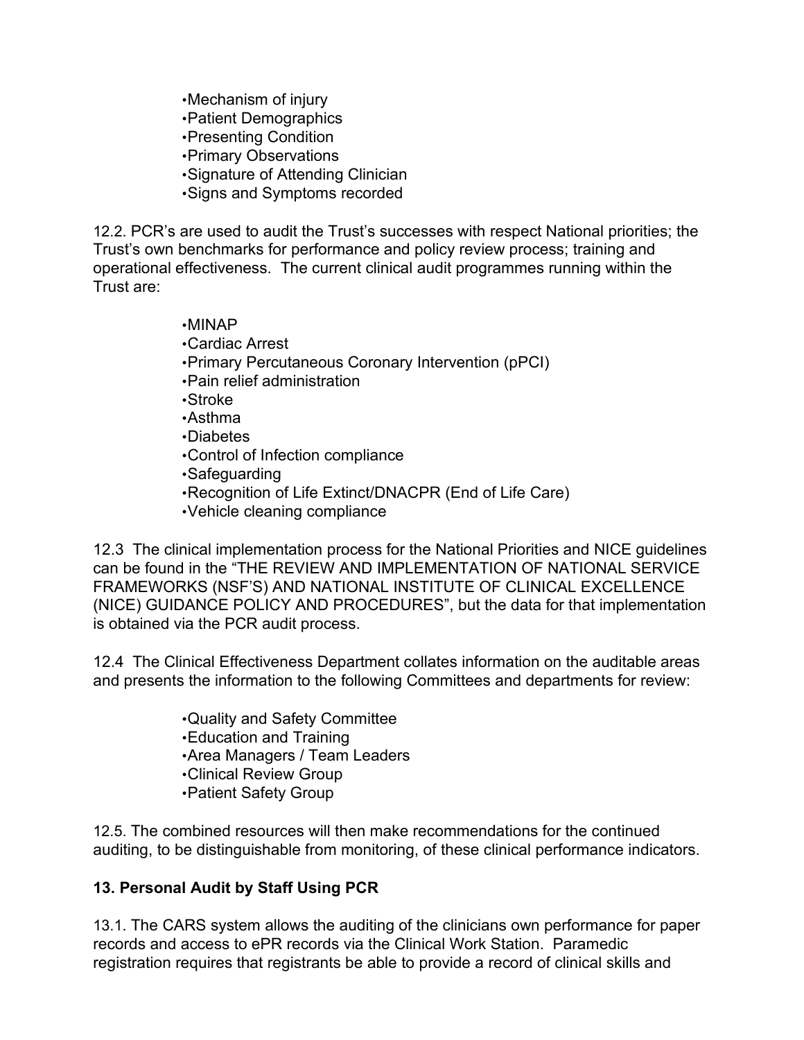- Mechanism of injury
- Patient Demographics
- Presenting Condition
- Primary Observations
- Signature of Attending Clinician
- Signs and Symptoms recorded

12.2. PCR's are used to audit the Trust's successes with respect National priorities; the Trust's own benchmarks for performance and policy review process; training and operational effectiveness. The current clinical audit programmes running within the Trust are:

- MINAP
- Cardiac Arrest
- Primary Percutaneous Coronary Intervention (pPCI)
- Pain relief administration
- Stroke
- Asthma
- Diabetes
- Control of Infection compliance
- Safeguarding
- Recognition of Life Extinct/DNACPR (End of Life Care)
- Vehicle cleaning compliance

12.3 The clinical implementation process for the National Priorities and NICE guidelines can be found in the "THE REVIEW AND IMPLEMENTATION OF NATIONAL SERVICE FRAMEWORKS (NSF'S) AND NATIONAL INSTITUTE OF CLINICAL EXCELLENCE (NICE) GUIDANCE POLICY AND PROCEDURES", but the data for that implementation is obtained via the PCR audit process.

12.4 The Clinical Effectiveness Department collates information on the auditable areas and presents the information to the following Committees and departments for review:

- Quality and Safety Committee
- Education and Training
- Area Managers / Team Leaders
- Clinical Review Group
- Patient Safety Group

12.5. The combined resources will then make recommendations for the continued auditing, to be distinguishable from monitoring, of these clinical performance indicators.

## 13. Personal Audit by Staff Using PCR

13.1. The CARS system allows the auditing of the clinicians own performance for paper records and access to ePR records via the Clinical Work Station. Paramedic registration requires that registrants be able to provide a record of clinical skills and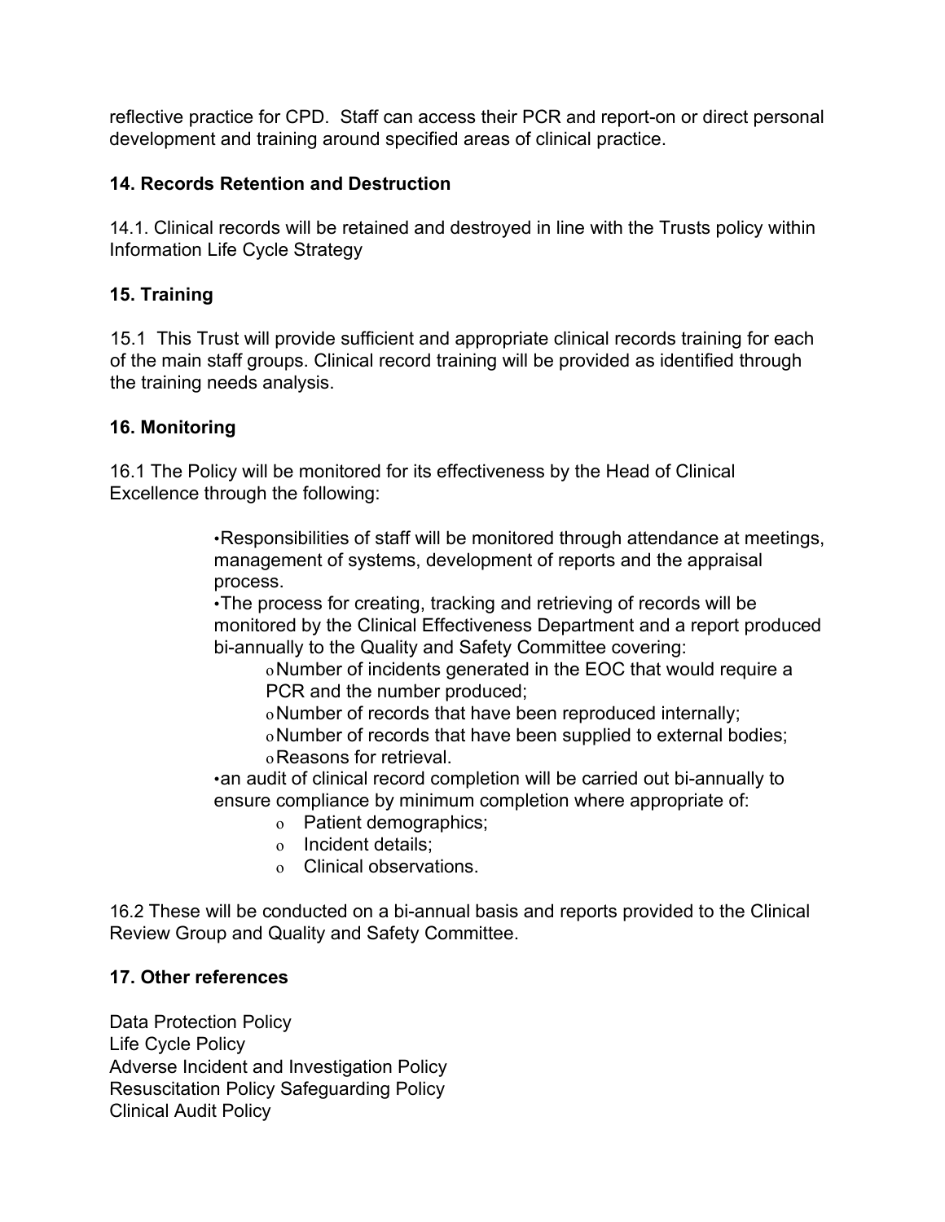reflective practice for CPD. Staff can access their PCR and report-on or direct personal development and training around specified areas of clinical practice.

## 14. Records Retention and Destruction

14.1. Clinical records will be retained and destroyed in line with the Trusts policy within Information Life Cycle Strategy

## 15. Training

15.1 This Trust will provide sufficient and appropriate clinical records training for each of the main staff groups. Clinical record training will be provided as identified through the training needs analysis.

## 16. Monitoring

16.1 The Policy will be monitored for its effectiveness by the Head of Clinical Excellence through the following:

- Responsibilities of staff will be monitored through attendance at meetings, management of systems, development of reports and the appraisal process.
- The process for creating, tracking and retrieving of records will be monitored by the Clinical Effectiveness Department and a report produced bi-annually to the Quality and Safety Committee covering:
  - Number of incidents generated in the EOC that would require a PCR and the number produced;
  - Number of records that have been reproduced internally;
  - Number of records that have been supplied to external bodies;
  - Reasons for retrieval.
- an audit of clinical record completion will be carried out bi-annually to ensure compliance by minimum completion where appropriate of:
  - Patient demographics;
  - Incident details;
  - Clinical observations.

16.2 These will be conducted on a bi-annual basis and reports provided to the Clinical Review Group and Quality and Safety Committee.

## 17. Other references

Data Protection Policy
Life Cycle Policy
Adverse Incident and Investigation Policy
Resuscitation Policy Safeguarding Policy
Clinical Audit Policy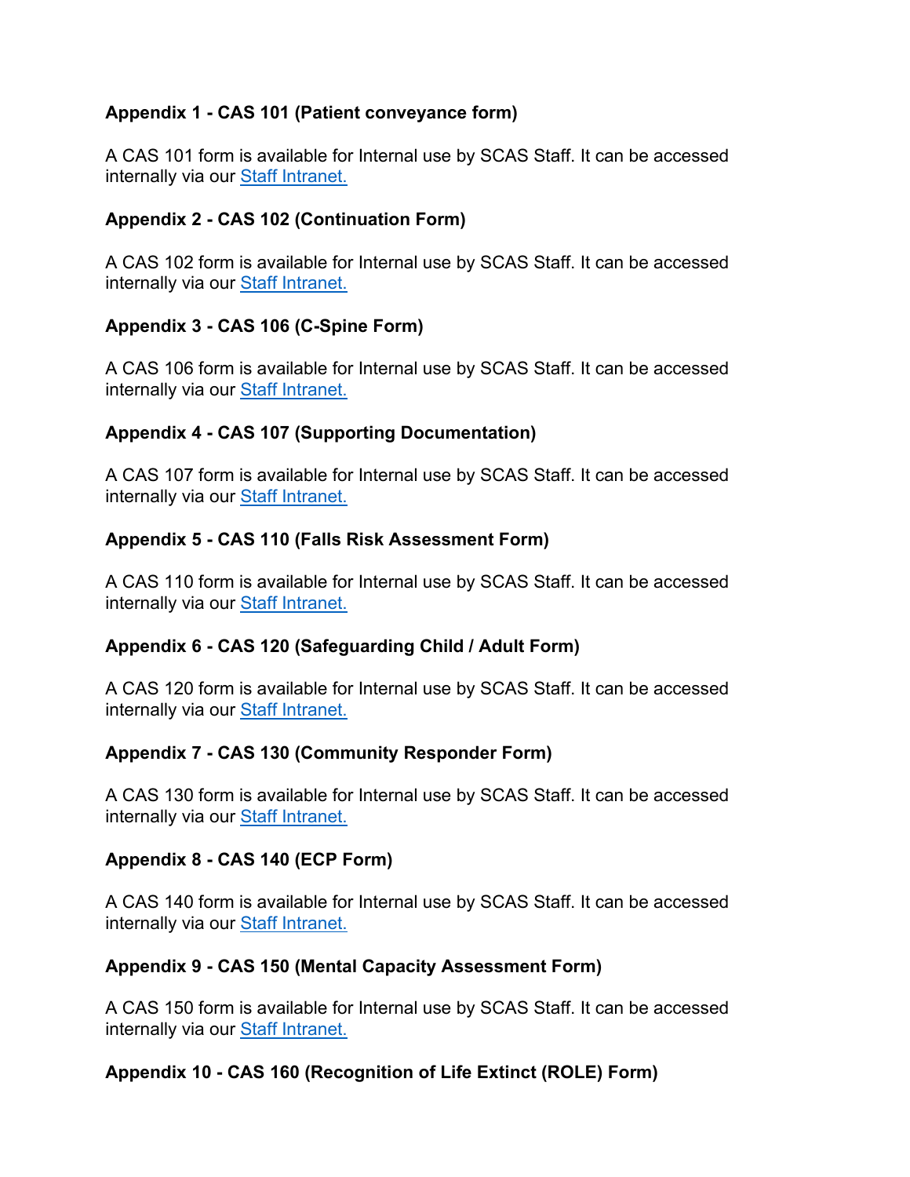**Appendix 1 - CAS 101 (Patient conveyance form)**

A CAS 101 form is available for Internal use by SCAS Staff. It can be accessed internally via our Staff Intranet.

**Appendix 2 - CAS 102 (Continuation Form)**

A CAS 102 form is available for Internal use by SCAS Staff. It can be accessed internally via our Staff Intranet.

**Appendix 3 - CAS 106 (C-Spine Form)**

A CAS 106 form is available for Internal use by SCAS Staff. It can be accessed internally via our Staff Intranet.

**Appendix 4 - CAS 107 (Supporting Documentation)**

A CAS 107 form is available for Internal use by SCAS Staff. It can be accessed internally via our Staff Intranet.

**Appendix 5 - CAS 110 (Falls Risk Assessment Form)**

A CAS 110 form is available for Internal use by SCAS Staff. It can be accessed internally via our Staff Intranet.

**Appendix 6 - CAS 120 (Safeguarding Child / Adult Form)**

A CAS 120 form is available for Internal use by SCAS Staff. It can be accessed internally via our Staff Intranet.

**Appendix 7 - CAS 130 (Community Responder Form)**

A CAS 130 form is available for Internal use by SCAS Staff. It can be accessed internally via our Staff Intranet.

**Appendix 8 - CAS 140 (ECP Form)**

A CAS 140 form is available for Internal use by SCAS Staff. It can be accessed internally via our Staff Intranet.

**Appendix 9 - CAS 150 (Mental Capacity Assessment Form)**

A CAS 150 form is available for Internal use by SCAS Staff. It can be accessed internally via our Staff Intranet.

**Appendix 10 - CAS 160 (Recognition of Life Extinct (ROLE) Form)**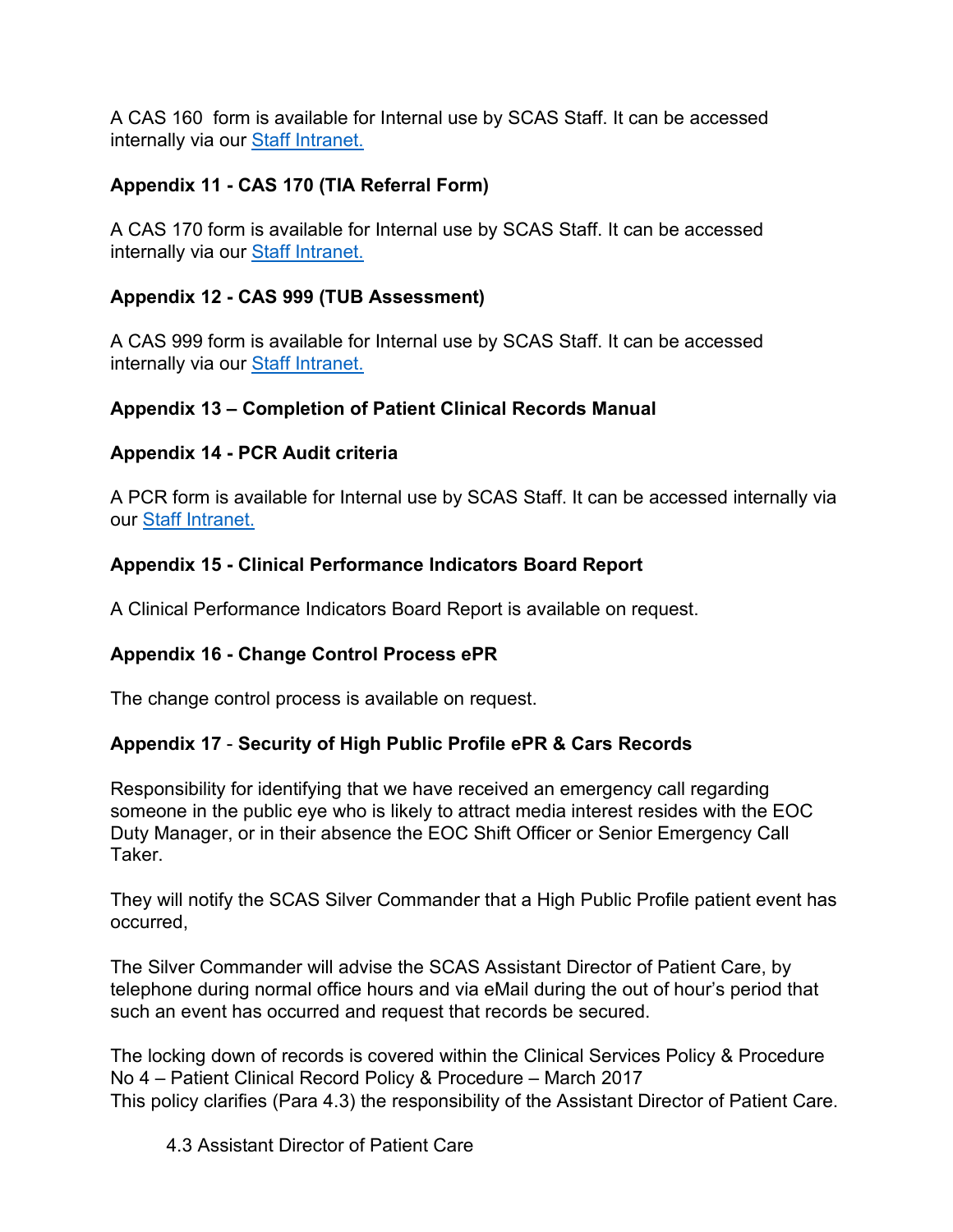A CAS 160 form is available for Internal use by SCAS Staff. It can be accessed internally via our Staff Intranet.

**Appendix 11 - CAS 170 (TIA Referral Form)**

A CAS 170 form is available for Internal use by SCAS Staff. It can be accessed internally via our Staff Intranet.

**Appendix 12 - CAS 999 (TUB Assessment)**

A CAS 999 form is available for Internal use by SCAS Staff. It can be accessed internally via our Staff Intranet.

**Appendix 13 – Completion of Patient Clinical Records Manual**

**Appendix 14 - PCR Audit criteria**

A PCR form is available for Internal use by SCAS Staff. It can be accessed internally via our Staff Intranet.

**Appendix 15 - Clinical Performance Indicators Board Report**

A Clinical Performance Indicators Board Report is available on request.

**Appendix 16 - Change Control Process ePR**

The change control process is available on request.

**Appendix 17** - **Security of High Public Profile ePR & Cars Records**

Responsibility for identifying that we have received an emergency call regarding someone in the public eye who is likely to attract media interest resides with the EOC Duty Manager, or in their absence the EOC Shift Officer or Senior Emergency Call Taker.

They will notify the SCAS Silver Commander that a High Public Profile patient event has occurred,

The Silver Commander will advise the SCAS Assistant Director of Patient Care, by telephone during normal office hours and via eMail during the out of hour's period that such an event has occurred and request that records be secured.

The locking down of records is covered within the Clinical Services Policy & Procedure No 4 – Patient Clinical Record Policy & Procedure – March 2017
This policy clarifies (Para 4.3) the responsibility of the Assistant Director of Patient Care.

4.3 Assistant Director of Patient Care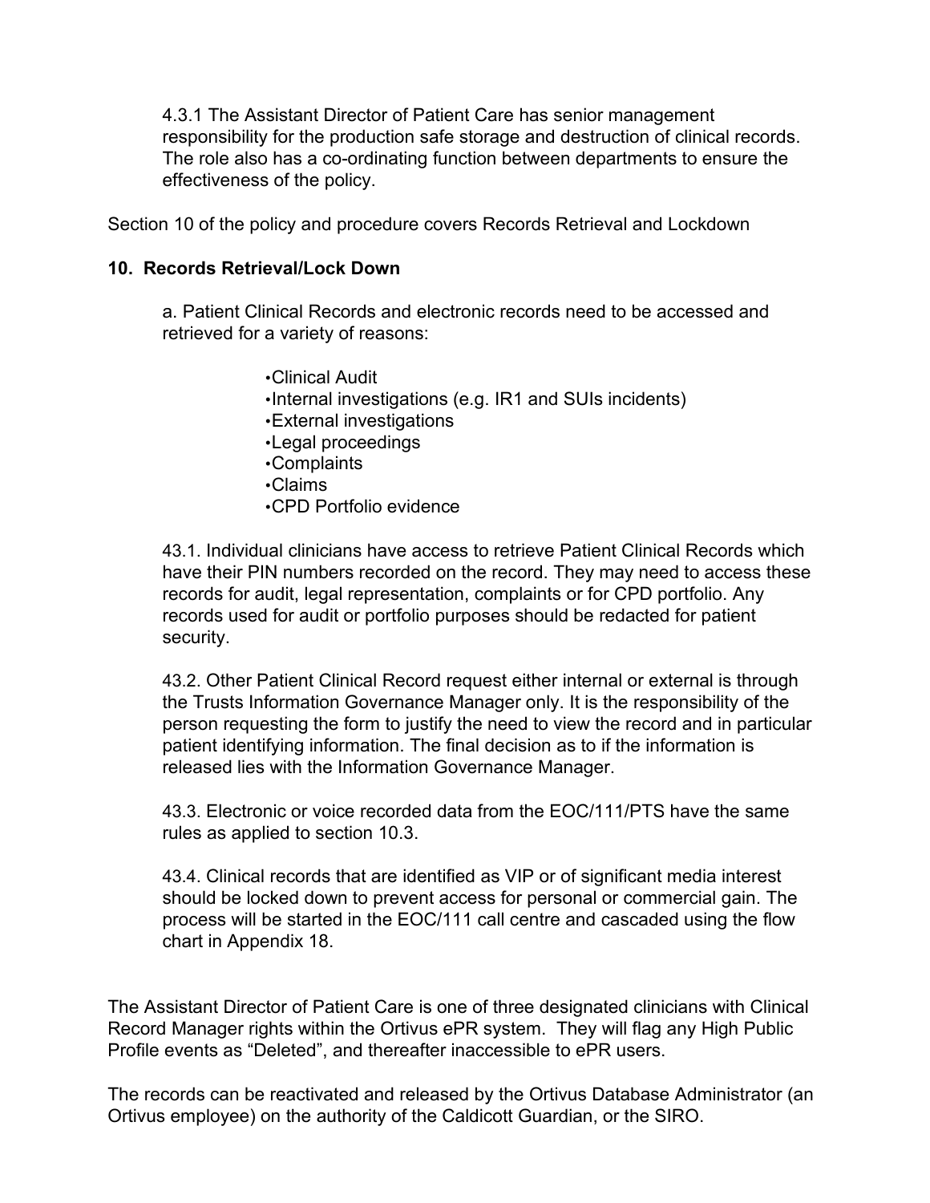4.3.1 The Assistant Director of Patient Care has senior management responsibility for the production safe storage and destruction of clinical records. The role also has a co-ordinating function between departments to ensure the effectiveness of the policy.

Section 10 of the policy and procedure covers Records Retrieval and Lockdown

**10. Records Retrieval/Lock Down**

a. Patient Clinical Records and electronic records need to be accessed and retrieved for a variety of reasons:

- Clinical Audit
- Internal investigations (e.g. IR1 and SUIs incidents)
- External investigations
- Legal proceedings
- Complaints
- Claims
- CPD Portfolio evidence

43.1. Individual clinicians have access to retrieve Patient Clinical Records which have their PIN numbers recorded on the record. They may need to access these records for audit, legal representation, complaints or for CPD portfolio. Any records used for audit or portfolio purposes should be redacted for patient security.

43.2. Other Patient Clinical Record request either internal or external is through the Trusts Information Governance Manager only. It is the responsibility of the person requesting the form to justify the need to view the record and in particular patient identifying information. The final decision as to if the information is released lies with the Information Governance Manager.

43.3. Electronic or voice recorded data from the EOC/111/PTS have the same rules as applied to section 10.3.

43.4. Clinical records that are identified as VIP or of significant media interest should be locked down to prevent access for personal or commercial gain. The process will be started in the EOC/111 call centre and cascaded using the flow chart in Appendix 18.

The Assistant Director of Patient Care is one of three designated clinicians with Clinical Record Manager rights within the Ortivus ePR system. They will flag any High Public Profile events as "Deleted", and thereafter inaccessible to ePR users.

The records can be reactivated and released by the Ortivus Database Administrator (an Ortivus employee) on the authority of the Caldicott Guardian, or the SIRO.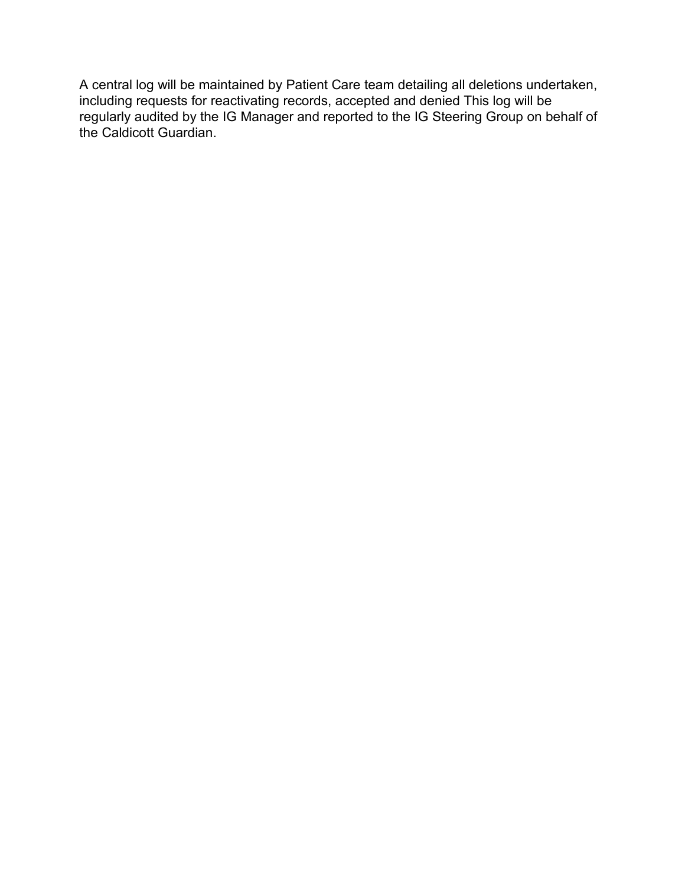A central log will be maintained by Patient Care team detailing all deletions undertaken, including requests for reactivating records, accepted and denied This log will be regularly audited by the IG Manager and reported to the IG Steering Group on behalf of the Caldicott Guardian.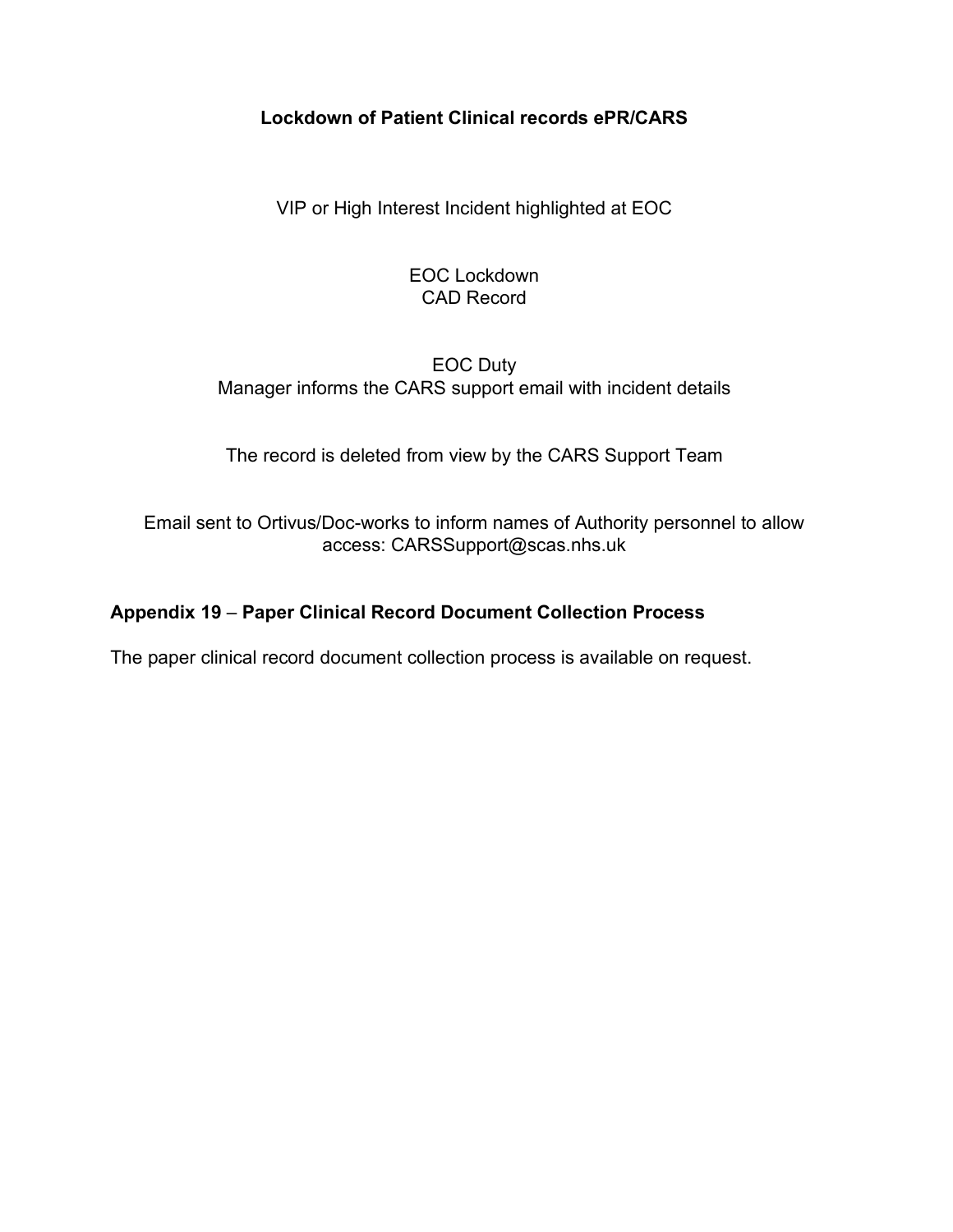**Lockdown of Patient Clinical records ePR/CARS**

VIP or High Interest Incident highlighted at EOC

EOC Lockdown
CAD Record

EOC Duty
Manager informs the CARS support email with incident details

The record is deleted from view by the CARS Support Team

Email sent to Ortivus/Doc-works to inform names of Authority personnel to allow access: CARSSupport@scas.nhs.uk

## Appendix 19 – Paper Clinical Record Document Collection Process

The paper clinical record document collection process is available on request.